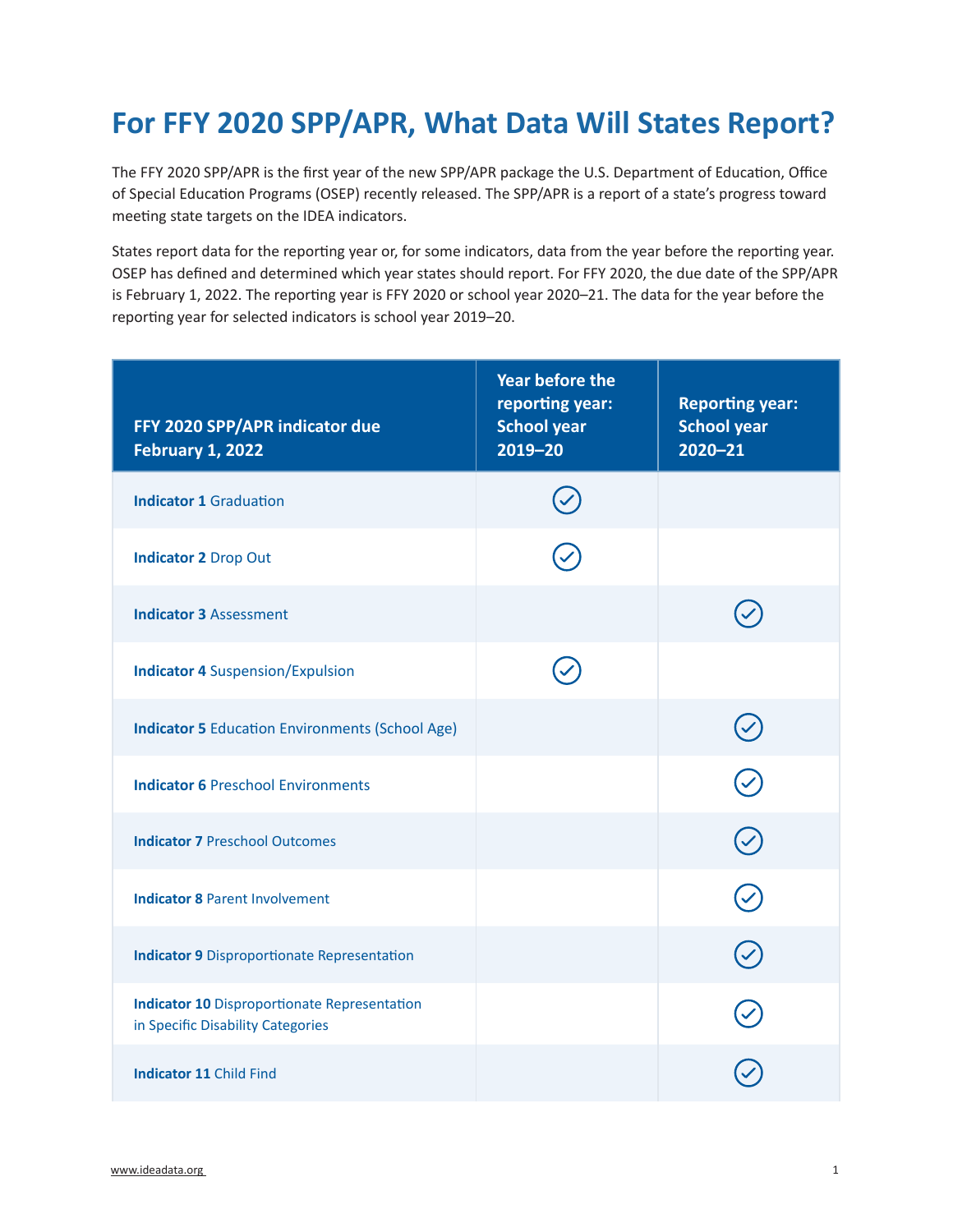# For FFY 2020 SPP/APR, What Data Will States Report?

The FFY 2020 SPP/APR is the first year of the new SPP/APR package the U.S. Department of Education, Office of Special Education Programs (OSEP) recently released. The SPP/APR is a report of a state's progress toward meeting state targets on the IDEA indicators.

States report data for the reporting year or, for some indicators, data from the year before the reporting year. OSEP has defined and determined which year states should report. For FFY 2020, the due date of the SPP/APR is February 1, 2022. The reporting year is FFY 2020 or school year 2020–21. The data for the year before the reporting year for selected indicators is school year 2019–20.

| FFY 2020 SPP/APR indicator due February 1, 2022 | Year before the reporting year: School year 2019–20 | Reporting year: School year 2020–21 |
| --- | --- | --- |
| **Indicator 1** Graduation | ✓ | |
| **Indicator 2** Drop Out | ✓ | |
| **Indicator 3** Assessment | | ✓ |
| **Indicator 4** Suspension/Expulsion | ✓ | |
| **Indicator 5** Education Environments (School Age) | | ✓ |
| **Indicator 6** Preschool Environments | | ✓ |
| **Indicator 7** Preschool Outcomes | | ✓ |
| **Indicator 8** Parent Involvement | | ✓ |
| **Indicator 9** Disproportionate Representation | | ✓ |
| **Indicator 10** Disproportionate Representation in Specific Disability Categories | | ✓ |
| **Indicator 11** Child Find | | ✓ |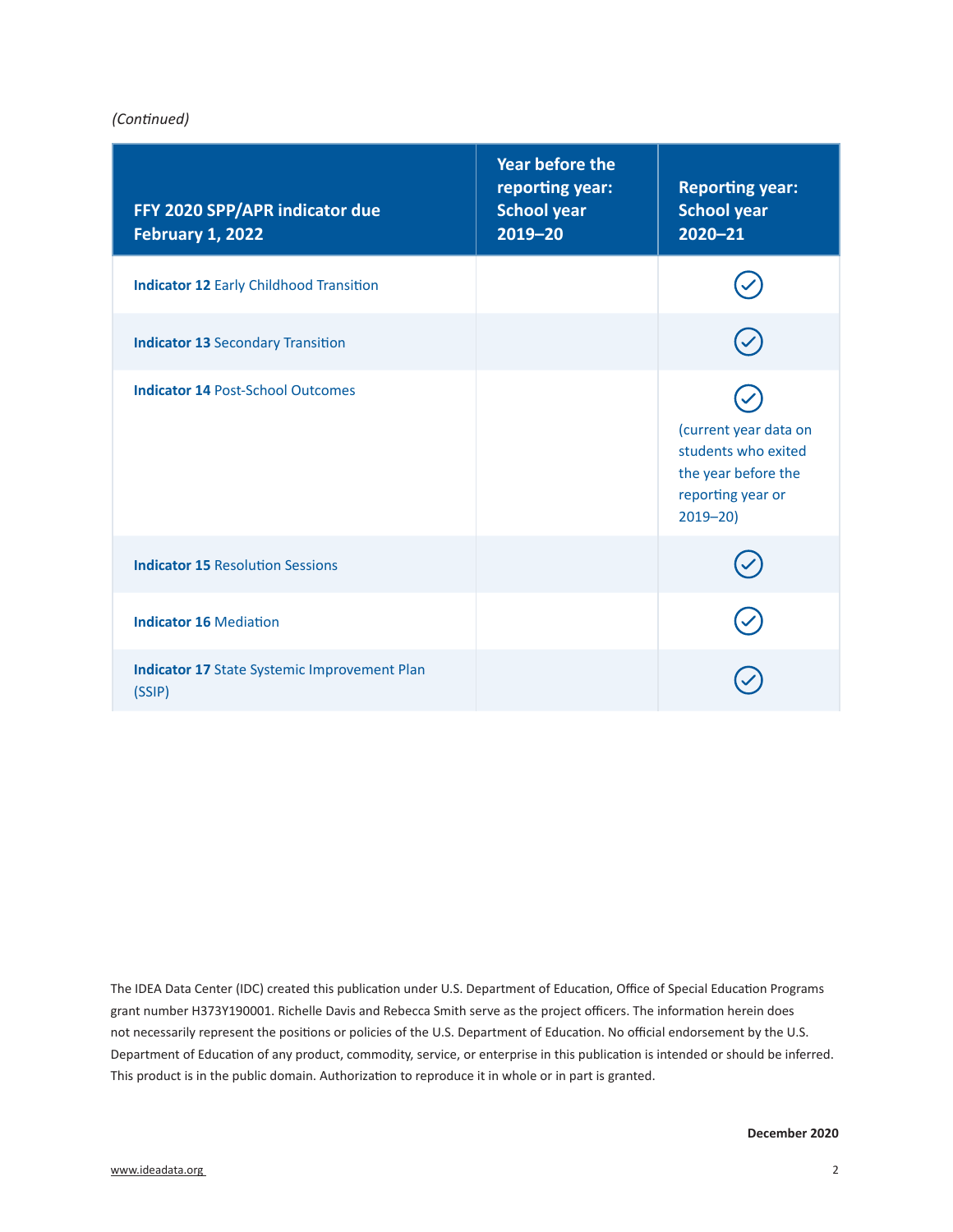*(Continued)*

| FFY 2020 SPP/APR indicator due February 1, 2022 | Year before the reporting year: School year 2019–20 | Reporting year: School year 2020–21 |
|---|---|---|
| **Indicator 12** Early Childhood Transition | | ✓ |
| **Indicator 13** Secondary Transition | | ✓ |
| **Indicator 14** Post-School Outcomes | | ✓ (current year data on students who exited the year before the reporting year or 2019–20) |
| **Indicator 15** Resolution Sessions | | ✓ |
| **Indicator 16** Mediation | | ✓ |
| **Indicator 17** State Systemic Improvement Plan (SSIP) | | ✓ |

The IDEA Data Center (IDC) created this publication under U.S. Department of Education, Office of Special Education Programs grant number H373Y190001. Richelle Davis and Rebecca Smith serve as the project officers. The information herein does not necessarily represent the positions or policies of the U.S. Department of Education. No official endorsement by the U.S. Department of Education of any product, commodity, service, or enterprise in this publication is intended or should be inferred. This product is in the public domain. Authorization to reproduce it in whole or in part is granted.

**December 2020**

www.ideadata.org